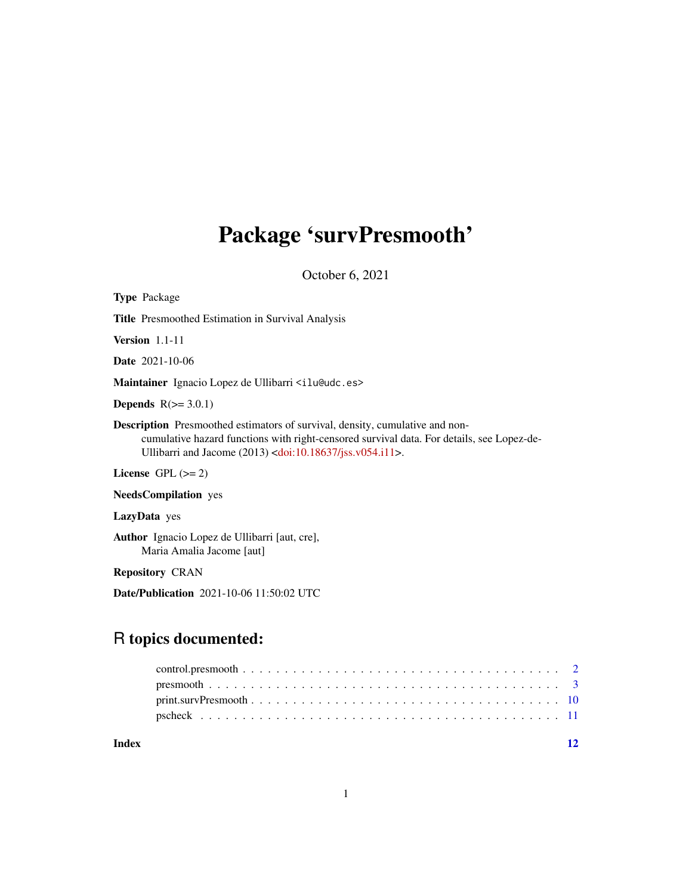# Package ‘survPresmooth’

October 6, 2021

**Type** Package

**Title** Presmoothed Estimation in Survival Analysis

**Version** 1.1-11

**Date** 2021-10-06

**Maintainer** Ignacio Lopez de Ullibarri <ilu@udc.es>

**Depends** R(>= 3.0.1)

**Description** Presmoothed estimators of survival, density, cumulative and non-cumulative hazard functions with right-censored survival data. For details, see Lopez-de-Ullibarri and Jacome (2013) <doi:10.18637/jss.v054.i11>.

**License** GPL (>= 2)

**NeedsCompilation** yes

**LazyData** yes

**Author** Ignacio Lopez de Ullibarri [aut, cre], Maria Amalia Jacome [aut]

**Repository** CRAN

**Date/Publication** 2021-10-06 11:50:02 UTC

## R topics documented:

- control.presmooth . . . . . . . . . . . . . . . . . . . . . . . . . . . . . . . . . . . . . . 2
- presmooth . . . . . . . . . . . . . . . . . . . . . . . . . . . . . . . . . . . . . . . . . . 3
- print.survPresmooth . . . . . . . . . . . . . . . . . . . . . . . . . . . . . . . . . . . . . 10
- pscheck . . . . . . . . . . . . . . . . . . . . . . . . . . . . . . . . . . . . . . . . . . . . 11

**Index** **12**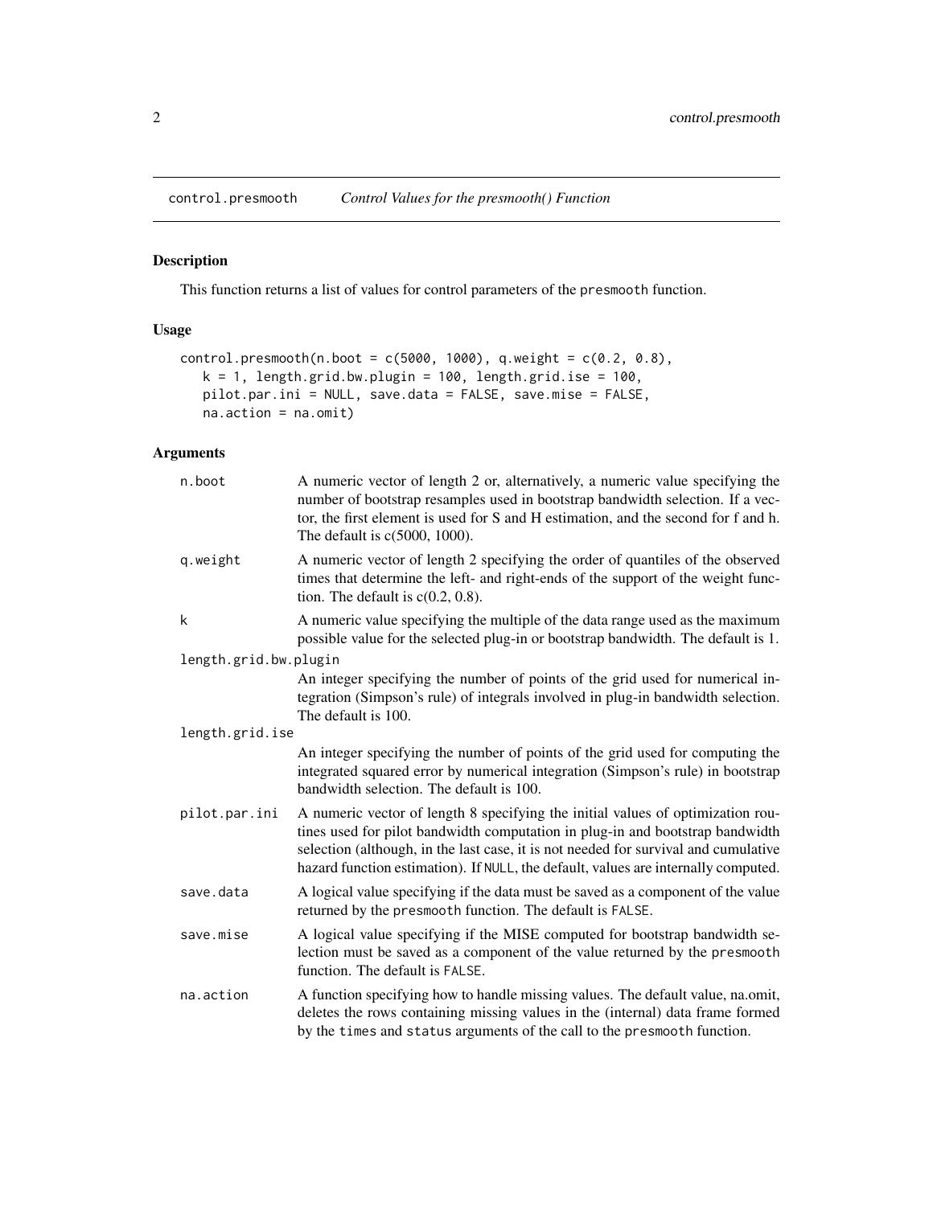## control.presmooth — *Control Values for the presmooth() Function*

### Description

This function returns a list of values for control parameters of the presmooth function.

### Usage

```
control.presmooth(n.boot = c(5000, 1000), q.weight = c(0.2, 0.8),
   k = 1, length.grid.bw.plugin = 100, length.grid.ise = 100,
   pilot.par.ini = NULL, save.data = FALSE, save.mise = FALSE,
   na.action = na.omit)
```

### Arguments

| Argument | Description |
|---|---|
| n.boot | A numeric vector of length 2 or, alternatively, a numeric value specifying the number of bootstrap resamples used in bootstrap bandwidth selection. If a vector, the first element is used for S and H estimation, and the second for f and h. The default is c(5000, 1000). |
| q.weight | A numeric vector of length 2 specifying the order of quantiles of the observed times that determine the left- and right-ends of the support of the weight function. The default is c(0.2, 0.8). |
| k | A numeric value specifying the multiple of the data range used as the maximum possible value for the selected plug-in or bootstrap bandwidth. The default is 1. |
| length.grid.bw.plugin | An integer specifying the number of points of the grid used for numerical integration (Simpson's rule) of integrals involved in plug-in bandwidth selection. The default is 100. |
| length.grid.ise | An integer specifying the number of points of the grid used for computing the integrated squared error by numerical integration (Simpson's rule) in bootstrap bandwidth selection. The default is 100. |
| pilot.par.ini | A numeric vector of length 8 specifying the initial values of optimization routines used for pilot bandwidth computation in plug-in and bootstrap bandwidth selection (although, in the last case, it is not needed for survival and cumulative hazard function estimation). If NULL, the default, values are internally computed. |
| save.data | A logical value specifying if the data must be saved as a component of the value returned by the presmooth function. The default is FALSE. |
| save.mise | A logical value specifying if the MISE computed for bootstrap bandwidth selection must be saved as a component of the value returned by the presmooth function. The default is FALSE. |
| na.action | A function specifying how to handle missing values. The default value, na.omit, deletes the rows containing missing values in the (internal) data frame formed by the times and status arguments of the call to the presmooth function. |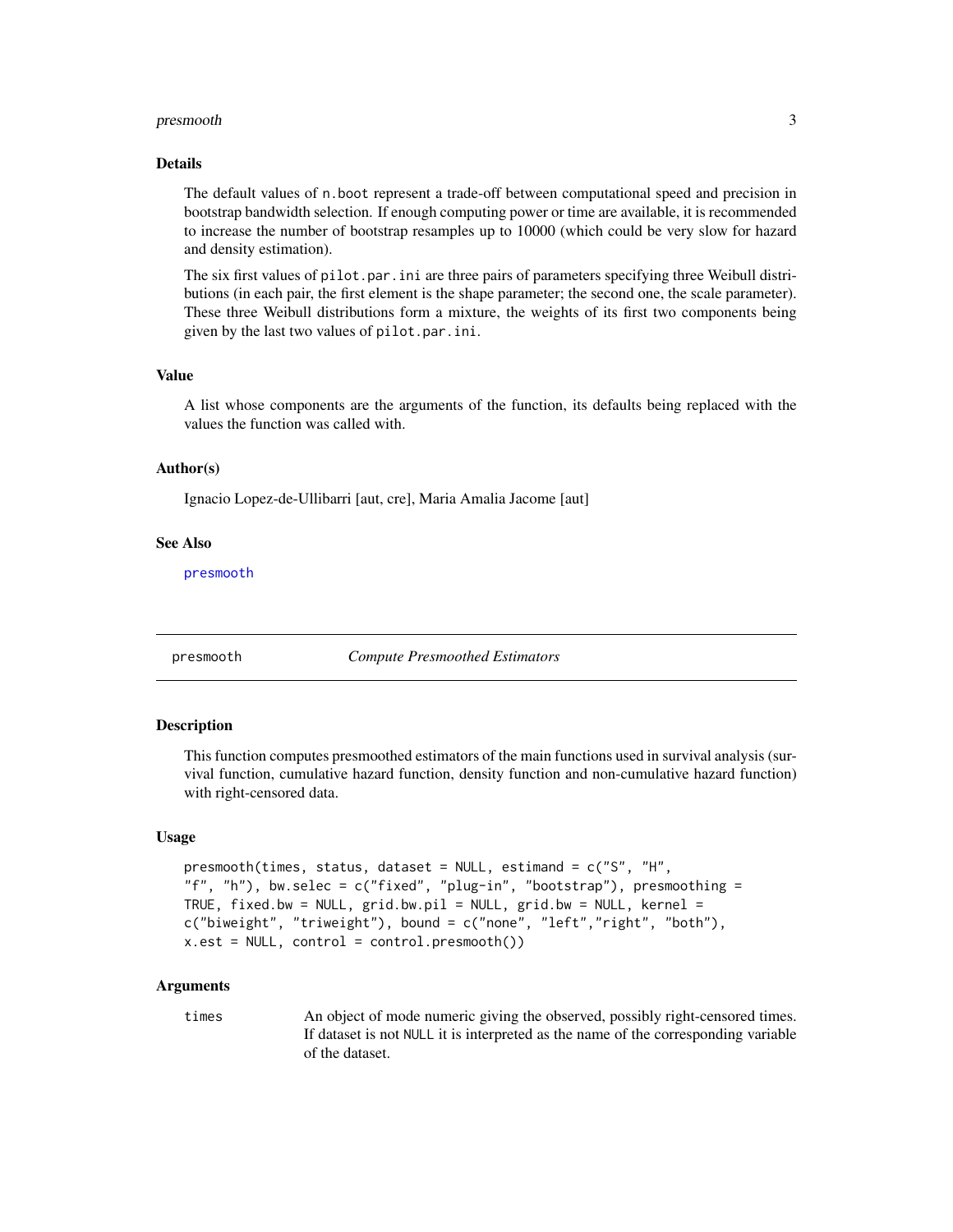### Details

The default values of `n.boot` represent a trade-off between computational speed and precision in bootstrap bandwidth selection. If enough computing power or time are available, it is recommended to increase the number of bootstrap resamples up to 10000 (which could be very slow for hazard and density estimation).

The six first values of `pilot.par.ini` are three pairs of parameters specifying three Weibull distributions (in each pair, the first element is the shape parameter; the second one, the scale parameter). These three Weibull distributions form a mixture, the weights of its first two components being given by the last two values of `pilot.par.ini`.

### Value

A list whose components are the arguments of the function, its defaults being replaced with the values the function was called with.

### Author(s)

Ignacio Lopez-de-Ullibarri [aut, cre], Maria Amalia Jacome [aut]

### See Also

presmooth

---

## presmooth — *Compute Presmoothed Estimators*

---

### Description

This function computes presmoothed estimators of the main functions used in survival analysis (survival function, cumulative hazard function, density function and non-cumulative hazard function) with right-censored data.

### Usage

```
presmooth(times, status, dataset = NULL, estimand = c("S", "H",
"f", "h"), bw.selec = c("fixed", "plug-in", "bootstrap"), presmoothing =
TRUE, fixed.bw = NULL, grid.bw.pil = NULL, grid.bw = NULL, kernel =
c("biweight", "triweight"), bound = c("none", "left","right", "both"),
x.est = NULL, control = control.presmooth())
```

### Arguments

| | |
|---|---|
| `times` | An object of mode numeric giving the observed, possibly right-censored times. If dataset is not `NULL` it is interpreted as the name of the corresponding variable of the dataset. |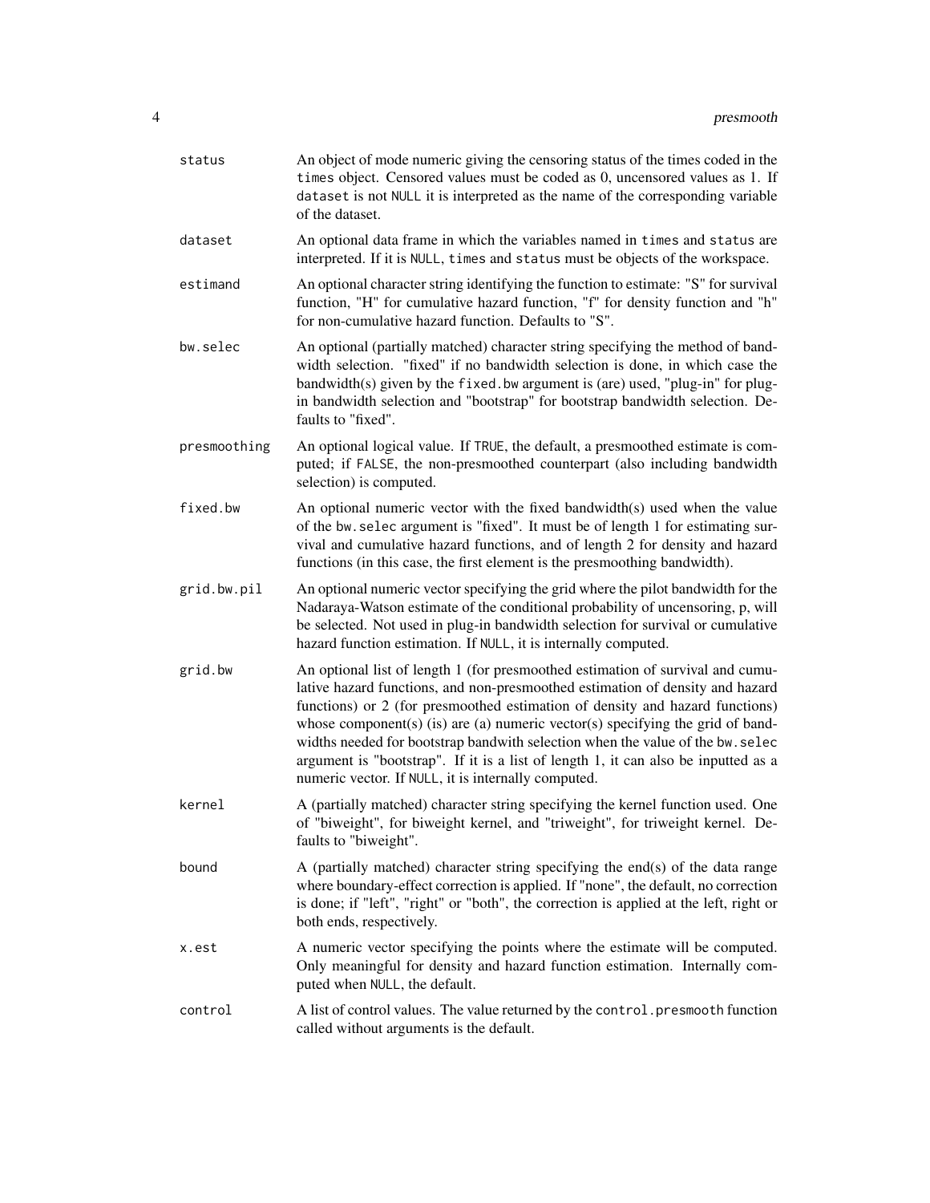| | |
|---|---|
| `status` | An object of mode numeric giving the censoring status of the times coded in the `times` object. Censored values must be coded as 0, uncensored values as 1. If `dataset` is not `NULL` it is interpreted as the name of the corresponding variable of the dataset. |
| `dataset` | An optional data frame in which the variables named in `times` and `status` are interpreted. If it is `NULL`, `times` and `status` must be objects of the workspace. |
| `estimand` | An optional character string identifying the function to estimate: "S" for survival function, "H" for cumulative hazard function, "f" for density function and "h" for non-cumulative hazard function. Defaults to "S". |
| `bw.selec` | An optional (partially matched) character string specifying the method of bandwidth selection. "fixed" if no bandwidth selection is done, in which case the bandwidth(s) given by the `fixed.bw` argument is (are) used, "plug-in" for plug-in bandwidth selection and "bootstrap" for bootstrap bandwidth selection. Defaults to "fixed". |
| `presmoothing` | An optional logical value. If `TRUE`, the default, a presmoothed estimate is computed; if `FALSE`, the non-presmoothed counterpart (also including bandwidth selection) is computed. |
| `fixed.bw` | An optional numeric vector with the fixed bandwidth(s) used when the value of the `bw.selec` argument is "fixed". It must be of length 1 for estimating survival and cumulative hazard functions, and of length 2 for density and hazard functions (in this case, the first element is the presmoothing bandwidth). |
| `grid.bw.pil` | An optional numeric vector specifying the grid where the pilot bandwidth for the Nadaraya-Watson estimate of the conditional probability of uncensoring, p, will be selected. Not used in plug-in bandwidth selection for survival or cumulative hazard function estimation. If `NULL`, it is internally computed. |
| `grid.bw` | An optional list of length 1 (for presmoothed estimation of survival and cumulative hazard functions, and non-presmoothed estimation of density and hazard functions) or 2 (for presmoothed estimation of density and hazard functions) whose component(s) (is) are (a) numeric vector(s) specifying the grid of bandwidths needed for bootstrap bandwith selection when the value of the `bw.selec` argument is "bootstrap". If it is a list of length 1, it can also be inputted as a numeric vector. If `NULL`, it is internally computed. |
| `kernel` | A (partially matched) character string specifying the kernel function used. One of "biweight", for biweight kernel, and "triweight", for triweight kernel. Defaults to "biweight". |
| `bound` | A (partially matched) character string specifying the end(s) of the data range where boundary-effect correction is applied. If "none", the default, no correction is done; if "left", "right" or "both", the correction is applied at the left, right or both ends, respectively. |
| `x.est` | A numeric vector specifying the points where the estimate will be computed. Only meaningful for density and hazard function estimation. Internally computed when `NULL`, the default. |
| `control` | A list of control values. The value returned by the `control.presmooth` function called without arguments is the default. |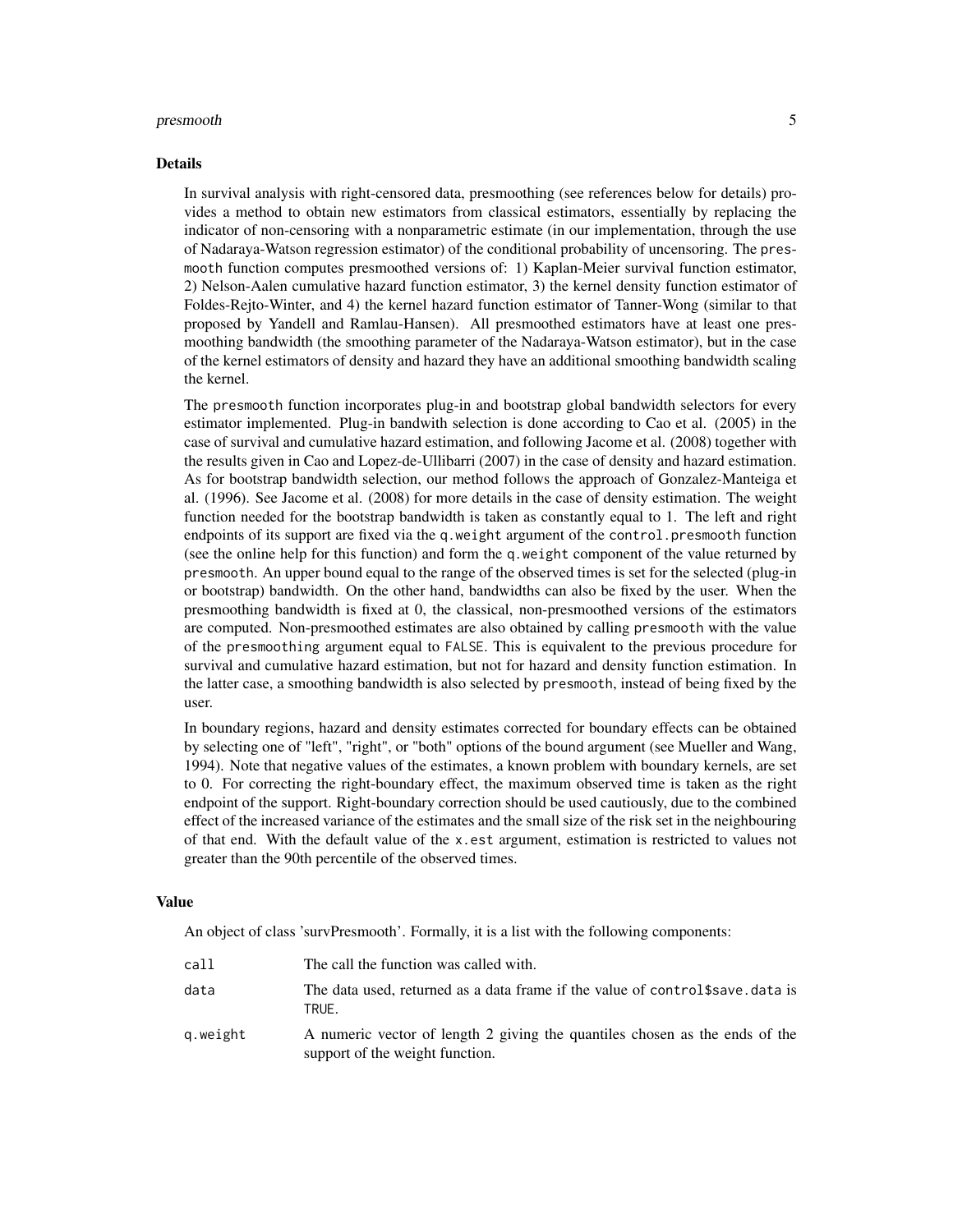## Details

In survival analysis with right-censored data, presmoothing (see references below for details) provides a method to obtain new estimators from classical estimators, essentially by replacing the indicator of non-censoring with a nonparametric estimate (in our implementation, through the use of Nadaraya-Watson regression estimator) of the conditional probability of uncensoring. The `presmooth` function computes presmoothed versions of: 1) Kaplan-Meier survival function estimator, 2) Nelson-Aalen cumulative hazard function estimator, 3) the kernel density function estimator of Foldes-Rejto-Winter, and 4) the kernel hazard function estimator of Tanner-Wong (similar to that proposed by Yandell and Ramlau-Hansen). All presmoothed estimators have at least one presmoothing bandwidth (the smoothing parameter of the Nadaraya-Watson estimator), but in the case of the kernel estimators of density and hazard they have an additional smoothing bandwidth scaling the kernel.

The `presmooth` function incorporates plug-in and bootstrap global bandwidth selectors for every estimator implemented. Plug-in bandwith selection is done according to Cao et al. (2005) in the case of survival and cumulative hazard estimation, and following Jacome et al. (2008) together with the results given in Cao and Lopez-de-Ullibarri (2007) in the case of density and hazard estimation. As for bootstrap bandwidth selection, our method follows the approach of Gonzalez-Manteiga et al. (1996). See Jacome et al. (2008) for more details in the case of density estimation. The weight function needed for the bootstrap bandwidth is taken as constantly equal to 1. The left and right endpoints of its support are fixed via the `q.weight` argument of the `control.presmooth` function (see the online help for this function) and form the `q.weight` component of the value returned by `presmooth`. An upper bound equal to the range of the observed times is set for the selected (plug-in or bootstrap) bandwidth. On the other hand, bandwidths can also be fixed by the user. When the presmoothing bandwidth is fixed at 0, the classical, non-presmoothed versions of the estimators are computed. Non-presmoothed estimates are also obtained by calling `presmooth` with the value of the `presmoothing` argument equal to `FALSE`. This is equivalent to the previous procedure for survival and cumulative hazard estimation, but not for hazard and density function estimation. In the latter case, a smoothing bandwidth is also selected by `presmooth`, instead of being fixed by the user.

In boundary regions, hazard and density estimates corrected for boundary effects can be obtained by selecting one of "left", "right", or "both" options of the `bound` argument (see Mueller and Wang, 1994). Note that negative values of the estimates, a known problem with boundary kernels, are set to 0. For correcting the right-boundary effect, the maximum observed time is taken as the right endpoint of the support. Right-boundary correction should be used cautiously, due to the combined effect of the increased variance of the estimates and the small size of the risk set in the neighbouring of that end. With the default value of the `x.est` argument, estimation is restricted to values not greater than the 90th percentile of the observed times.

## Value

An object of class 'survPresmooth'. Formally, it is a list with the following components:

| | |
|---|---|
| `call` | The call the function was called with. |
| `data` | The data used, returned as a data frame if the value of `control$save.data` is `TRUE`. |
| `q.weight` | A numeric vector of length 2 giving the quantiles chosen as the ends of the support of the weight function. |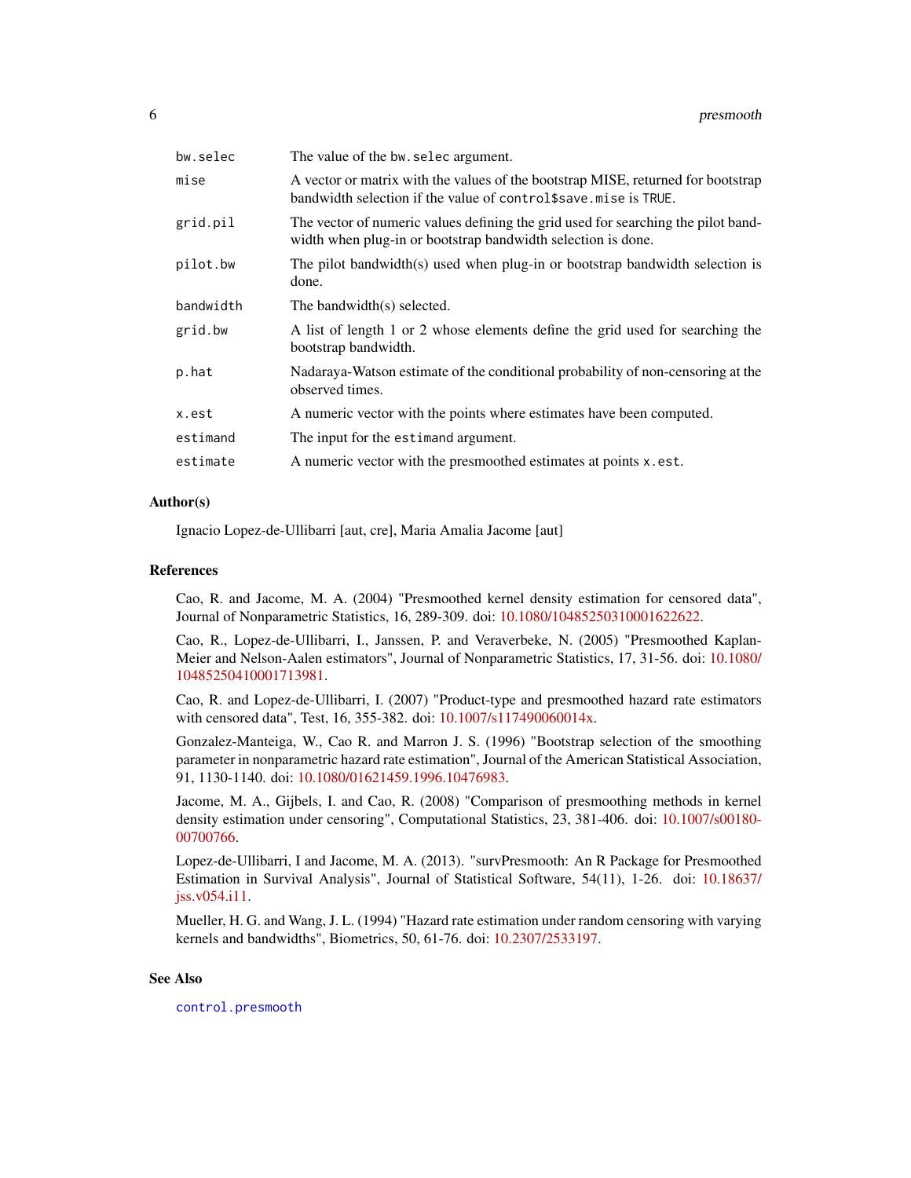| | |
|---|---|
| `bw.selec` | The value of the `bw.selec` argument. |
| `mise` | A vector or matrix with the values of the bootstrap MISE, returned for bootstrap bandwidth selection if the value of `control$save.mise` is `TRUE`. |
| `grid.pil` | The vector of numeric values defining the grid used for searching the pilot bandwidth when plug-in or bootstrap bandwidth selection is done. |
| `pilot.bw` | The pilot bandwidth(s) used when plug-in or bootstrap bandwidth selection is done. |
| `bandwidth` | The bandwidth(s) selected. |
| `grid.bw` | A list of length 1 or 2 whose elements define the grid used for searching the bootstrap bandwidth. |
| `p.hat` | Nadaraya-Watson estimate of the conditional probability of non-censoring at the observed times. |
| `x.est` | A numeric vector with the points where estimates have been computed. |
| `estimand` | The input for the `estimand` argument. |
| `estimate` | A numeric vector with the presmoothed estimates at points `x.est`. |

## Author(s)

Ignacio Lopez-de-Ullibarri [aut, cre], Maria Amalia Jacome [aut]

## References

Cao, R. and Jacome, M. A. (2004) "Presmoothed kernel density estimation for censored data", Journal of Nonparametric Statistics, 16, 289-309. doi: 10.1080/10485250310001622622.

Cao, R., Lopez-de-Ullibarri, I., Janssen, P. and Veraverbeke, N. (2005) "Presmoothed Kaplan-Meier and Nelson-Aalen estimators", Journal of Nonparametric Statistics, 17, 31-56. doi: 10.1080/10485250410001713981.

Cao, R. and Lopez-de-Ullibarri, I. (2007) "Product-type and presmoothed hazard rate estimators with censored data", Test, 16, 355-382. doi: 10.1007/s117490060014x.

Gonzalez-Manteiga, W., Cao R. and Marron J. S. (1996) "Bootstrap selection of the smoothing parameter in nonparametric hazard rate estimation", Journal of the American Statistical Association, 91, 1130-1140. doi: 10.1080/01621459.1996.10476983.

Jacome, M. A., Gijbels, I. and Cao, R. (2008) "Comparison of presmoothing methods in kernel density estimation under censoring", Computational Statistics, 23, 381-406. doi: 10.1007/s00180-00700766.

Lopez-de-Ullibarri, I and Jacome, M. A. (2013). "survPresmooth: An R Package for Presmoothed Estimation in Survival Analysis", Journal of Statistical Software, 54(11), 1-26. doi: 10.18637/jss.v054.i11.

Mueller, H. G. and Wang, J. L. (1994) "Hazard rate estimation under random censoring with varying kernels and bandwidths", Biometrics, 50, 61-76. doi: 10.2307/2533197.

## See Also

`control.presmooth`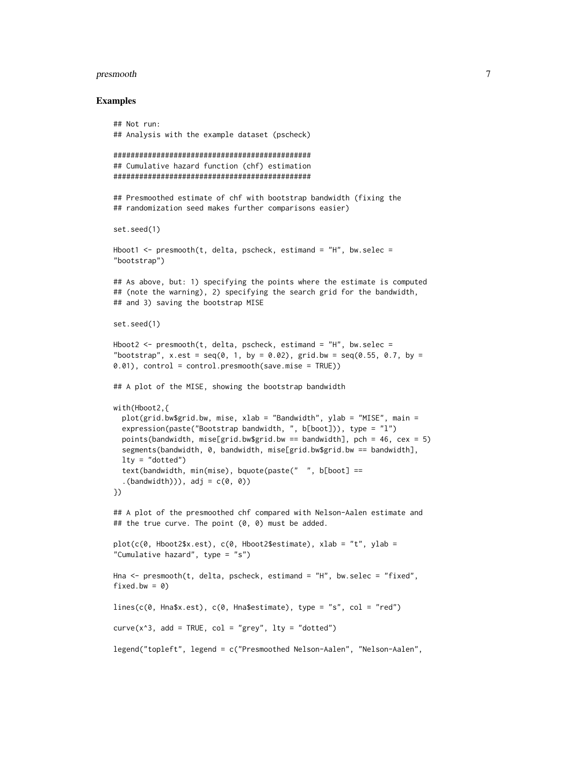## Examples

```
## Not run:
## Analysis with the example dataset (pscheck)

###############################################
## Cumulative hazard function (chf) estimation
###############################################

## Presmoothed estimate of chf with bootstrap bandwidth (fixing the
## randomization seed makes further comparisons easier)

set.seed(1)

Hboot1 <- presmooth(t, delta, pscheck, estimand = "H", bw.selec =
"bootstrap")

## As above, but: 1) specifying the points where the estimate is computed
## (note the warning), 2) specifying the search grid for the bandwidth,
## and 3) saving the bootstrap MISE

set.seed(1)

Hboot2 <- presmooth(t, delta, pscheck, estimand = "H", bw.selec =
"bootstrap", x.est = seq(0, 1, by = 0.02), grid.bw = seq(0.55, 0.7, by =
0.01), control = control.presmooth(save.mise = TRUE))

## A plot of the MISE, showing the bootstrap bandwidth

with(Hboot2,{
  plot(grid.bw$grid.bw, mise, xlab = "Bandwidth", ylab = "MISE", main =
  expression(paste("Bootstrap bandwidth, ", b[boot])), type = "l")
  points(bandwidth, mise[grid.bw$grid.bw == bandwidth], pch = 46, cex = 5)
  segments(bandwidth, 0, bandwidth, mise[grid.bw$grid.bw == bandwidth],
  lty = "dotted")
  text(bandwidth, min(mise), bquote(paste("  ", b[boot] ==
  .(bandwidth))), adj = c(0, 0))
})

## A plot of the presmoothed chf compared with Nelson-Aalen estimate and
## the true curve. The point (0, 0) must be added.

plot(c(0, Hboot2$x.est), c(0, Hboot2$estimate), xlab = "t", ylab =
"Cumulative hazard", type = "s")

Hna <- presmooth(t, delta, pscheck, estimand = "H", bw.selec = "fixed",
fixed.bw = 0)

lines(c(0, Hna$x.est), c(0, Hna$estimate), type = "s", col = "red")

curve(x^3, add = TRUE, col = "grey", lty = "dotted")

legend("topleft", legend = c("Presmoothed Nelson-Aalen", "Nelson-Aalen",
```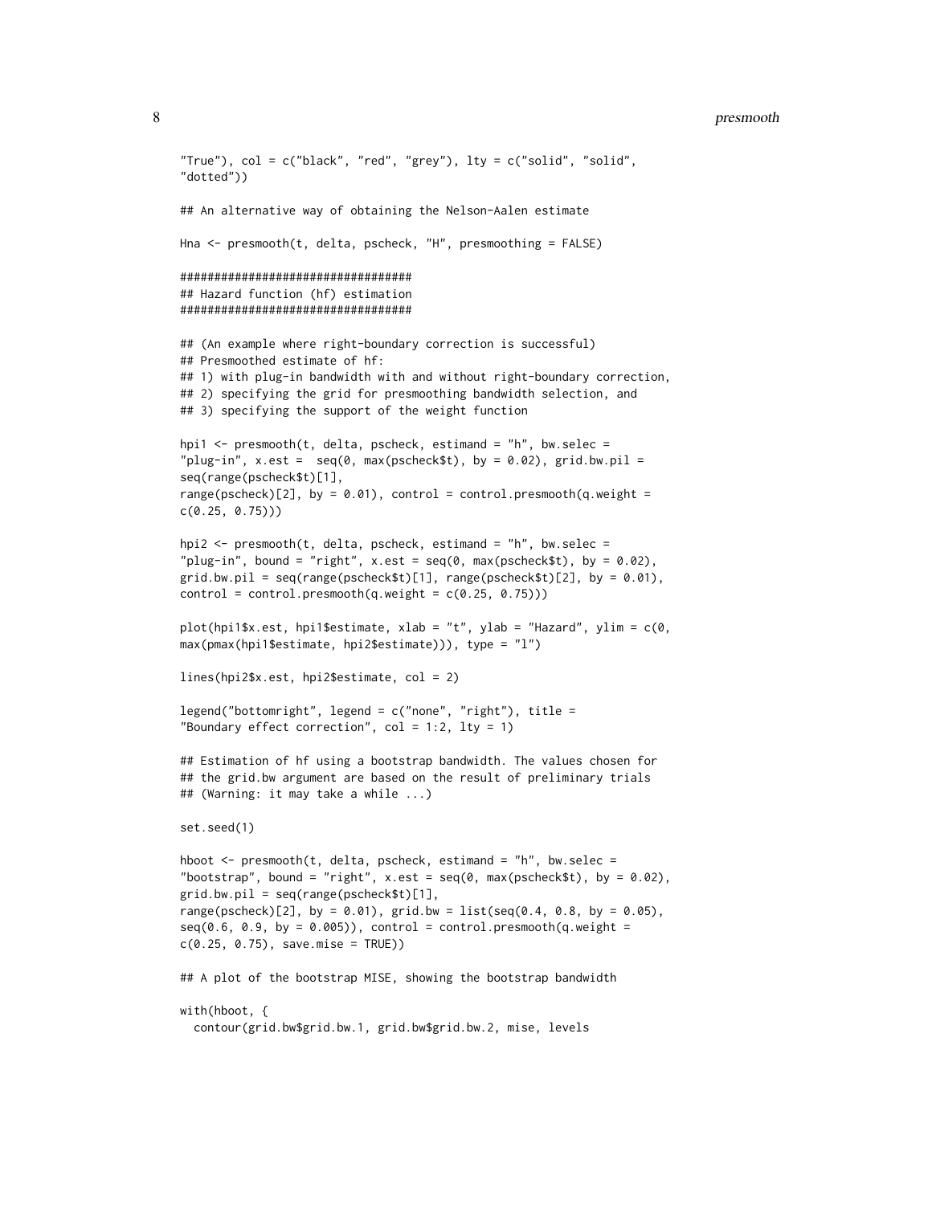```
"True"), col = c("black", "red", "grey"), lty = c("solid", "solid",
"dotted"))

## An alternative way of obtaining the Nelson-Aalen estimate

Hna <- presmooth(t, delta, pscheck, "H", presmoothing = FALSE)

##################################
## Hazard function (hf) estimation
##################################

## (An example where right-boundary correction is successful)
## Presmoothed estimate of hf:
## 1) with plug-in bandwidth with and without right-boundary correction,
## 2) specifying the grid for presmoothing bandwidth selection, and
## 3) specifying the support of the weight function

hpi1 <- presmooth(t, delta, pscheck, estimand = "h", bw.selec =
"plug-in", x.est =  seq(0, max(pscheck$t), by = 0.02), grid.bw.pil =
seq(range(pscheck$t)[1],
range(pscheck)[2], by = 0.01), control = control.presmooth(q.weight =
c(0.25, 0.75)))

hpi2 <- presmooth(t, delta, pscheck, estimand = "h", bw.selec =
"plug-in", bound = "right", x.est = seq(0, max(pscheck$t), by = 0.02),
grid.bw.pil = seq(range(pscheck$t)[1], range(pscheck$t)[2], by = 0.01),
control = control.presmooth(q.weight = c(0.25, 0.75)))

plot(hpi1$x.est, hpi1$estimate, xlab = "t", ylab = "Hazard", ylim = c(0,
max(pmax(hpi1$estimate, hpi2$estimate))), type = "l")

lines(hpi2$x.est, hpi2$estimate, col = 2)

legend("bottomright", legend = c("none", "right"), title =
"Boundary effect correction", col = 1:2, lty = 1)

## Estimation of hf using a bootstrap bandwidth. The values chosen for
## the grid.bw argument are based on the result of preliminary trials
## (Warning: it may take a while ...)

set.seed(1)

hboot <- presmooth(t, delta, pscheck, estimand = "h", bw.selec =
"bootstrap", bound = "right", x.est = seq(0, max(pscheck$t), by = 0.02),
grid.bw.pil = seq(range(pscheck$t)[1],
range(pscheck)[2], by = 0.01), grid.bw = list(seq(0.4, 0.8, by = 0.05),
seq(0.6, 0.9, by = 0.005)), control = control.presmooth(q.weight =
c(0.25, 0.75), save.mise = TRUE))

## A plot of the bootstrap MISE, showing the bootstrap bandwidth

with(hboot, {
  contour(grid.bw$grid.bw.1, grid.bw$grid.bw.2, mise, levels
```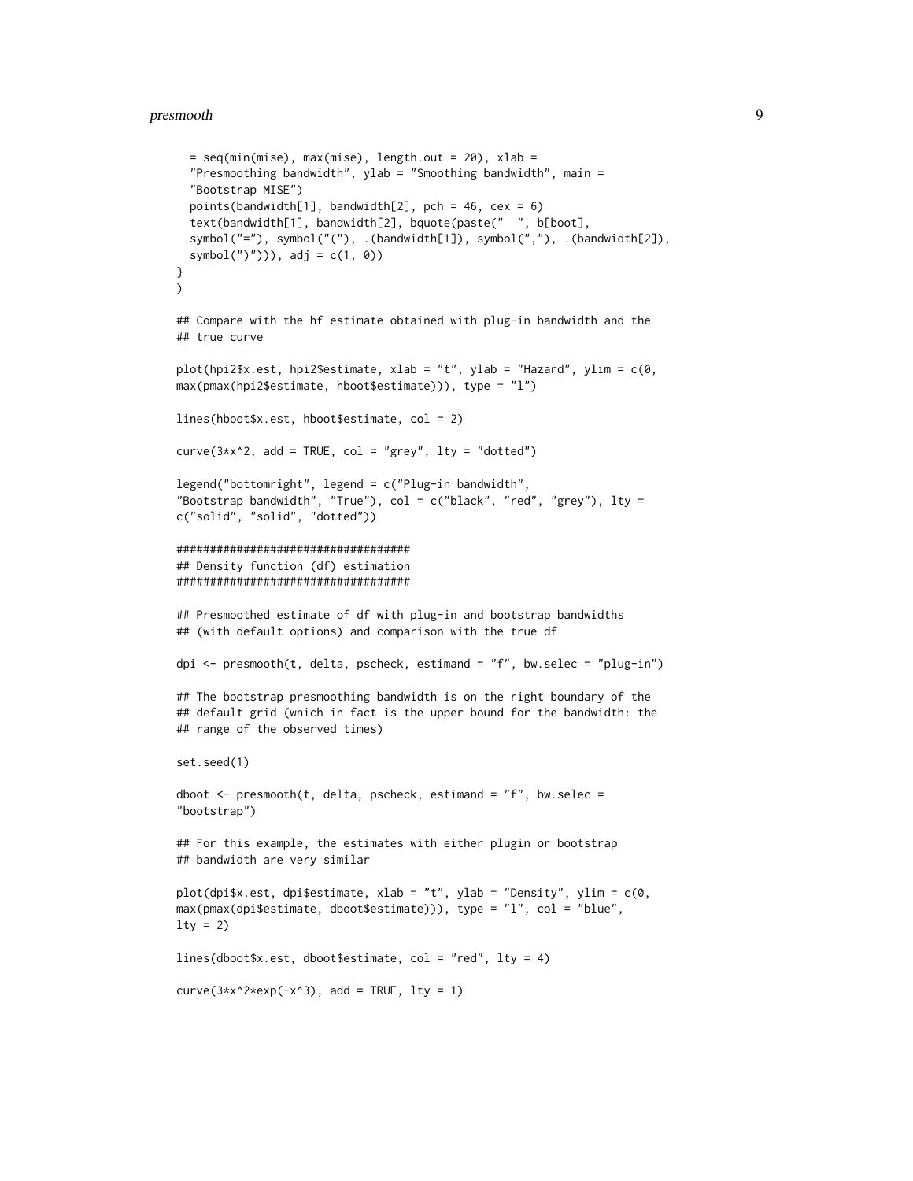```
  = seq(min(mise), max(mise), length.out = 20), xlab =
  "Presmoothing bandwidth", ylab = "Smoothing bandwidth", main =
  "Bootstrap MISE")
  points(bandwidth[1], bandwidth[2], pch = 46, cex = 6)
  text(bandwidth[1], bandwidth[2], bquote(paste("  ", b[boot],
  symbol("="), symbol("("), .(bandwidth[1]), symbol(","), .(bandwidth[2]),
  symbol(")"))), adj = c(1, 0))
}
)

## Compare with the hf estimate obtained with plug-in bandwidth and the
## true curve

plot(hpi2$x.est, hpi2$estimate, xlab = "t", ylab = "Hazard", ylim = c(0,
max(pmax(hpi2$estimate, hboot$estimate))), type = "l")

lines(hboot$x.est, hboot$estimate, col = 2)

curve(3*x^2, add = TRUE, col = "grey", lty = "dotted")

legend("bottomright", legend = c("Plug-in bandwidth",
"Bootstrap bandwidth", "True"), col = c("black", "red", "grey"), lty =
c("solid", "solid", "dotted"))

###################################
## Density function (df) estimation
###################################

## Presmoothed estimate of df with plug-in and bootstrap bandwidths
## (with default options) and comparison with the true df

dpi <- presmooth(t, delta, pscheck, estimand = "f", bw.selec = "plug-in")

## The bootstrap presmoothing bandwidth is on the right boundary of the
## default grid (which in fact is the upper bound for the bandwidth: the
## range of the observed times)

set.seed(1)

dboot <- presmooth(t, delta, pscheck, estimand = "f", bw.selec =
"bootstrap")

## For this example, the estimates with either plugin or bootstrap
## bandwidth are very similar

plot(dpi$x.est, dpi$estimate, xlab = "t", ylab = "Density", ylim = c(0,
max(pmax(dpi$estimate, dboot$estimate))), type = "l", col = "blue",
lty = 2)

lines(dboot$x.est, dboot$estimate, col = "red", lty = 4)

curve(3*x^2*exp(-x^3), add = TRUE, lty = 1)
```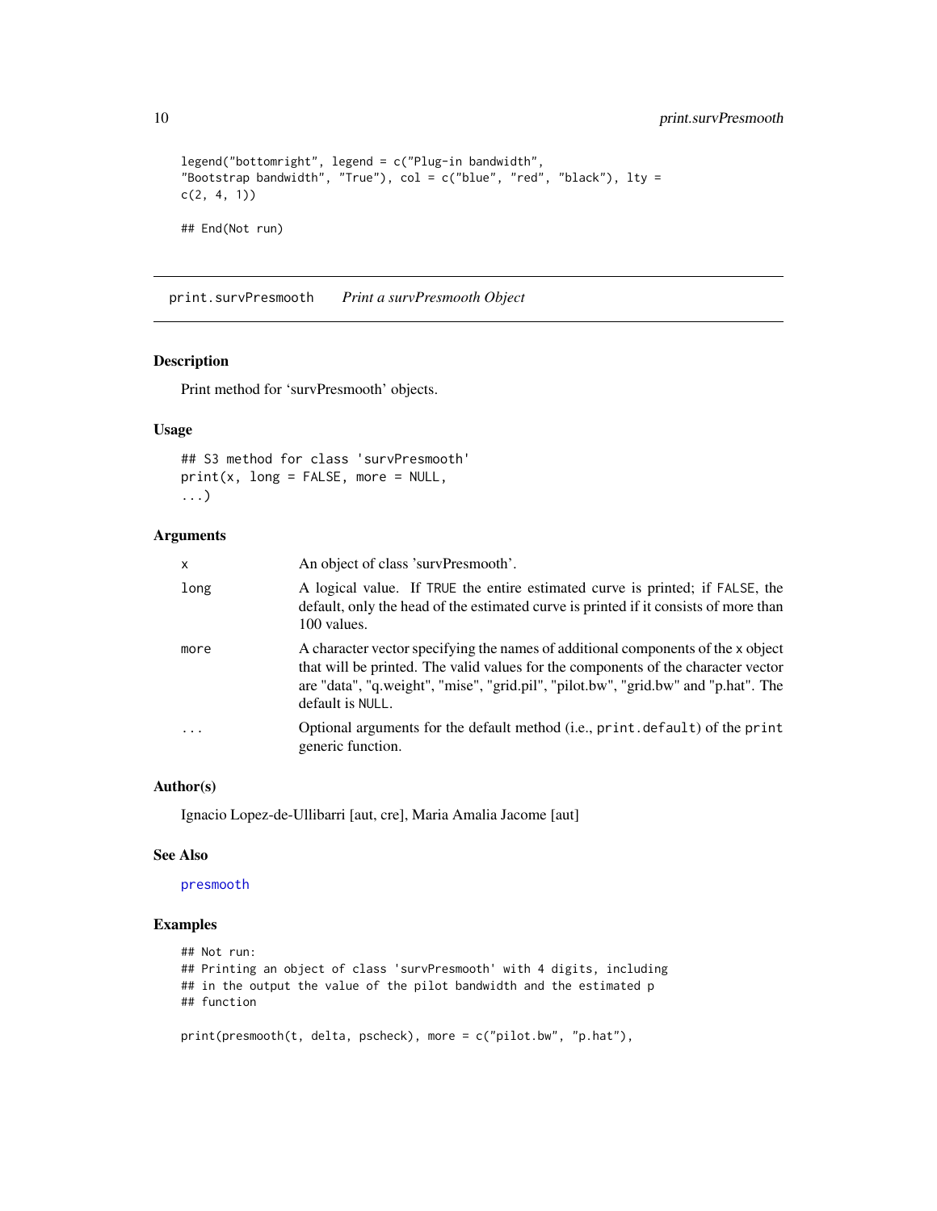```
legend("bottomright", legend = c("Plug-in bandwidth",
"Bootstrap bandwidth", "True"), col = c("blue", "red", "black"), lty =
c(2, 4, 1))

## End(Not run)
```

---

## print.survPresmooth *Print a survPresmooth Object*

### Description

Print method for 'survPresmooth' objects.

### Usage

```
## S3 method for class 'survPresmooth'
print(x, long = FALSE, more = NULL,
...)
```

### Arguments

| | |
|---|---|
| `x` | An object of class 'survPresmooth'. |
| `long` | A logical value. If `TRUE` the entire estimated curve is printed; if `FALSE`, the default, only the head of the estimated curve is printed if it consists of more than 100 values. |
| `more` | A character vector specifying the names of additional components of the `x` object that will be printed. The valid values for the components of the character vector are "data", "q.weight", "mise", "grid.pil", "pilot.bw", "grid.bw" and "p.hat". The default is `NULL`. |
| `...` | Optional arguments for the default method (i.e., `print.default`) of the `print` generic function. |

### Author(s)

Ignacio Lopez-de-Ullibarri [aut, cre], Maria Amalia Jacome [aut]

### See Also

`presmooth`

### Examples

```
## Not run:
## Printing an object of class 'survPresmooth' with 4 digits, including
## in the output the value of the pilot bandwidth and the estimated p
## function

print(presmooth(t, delta, pscheck), more = c("pilot.bw", "p.hat"),
```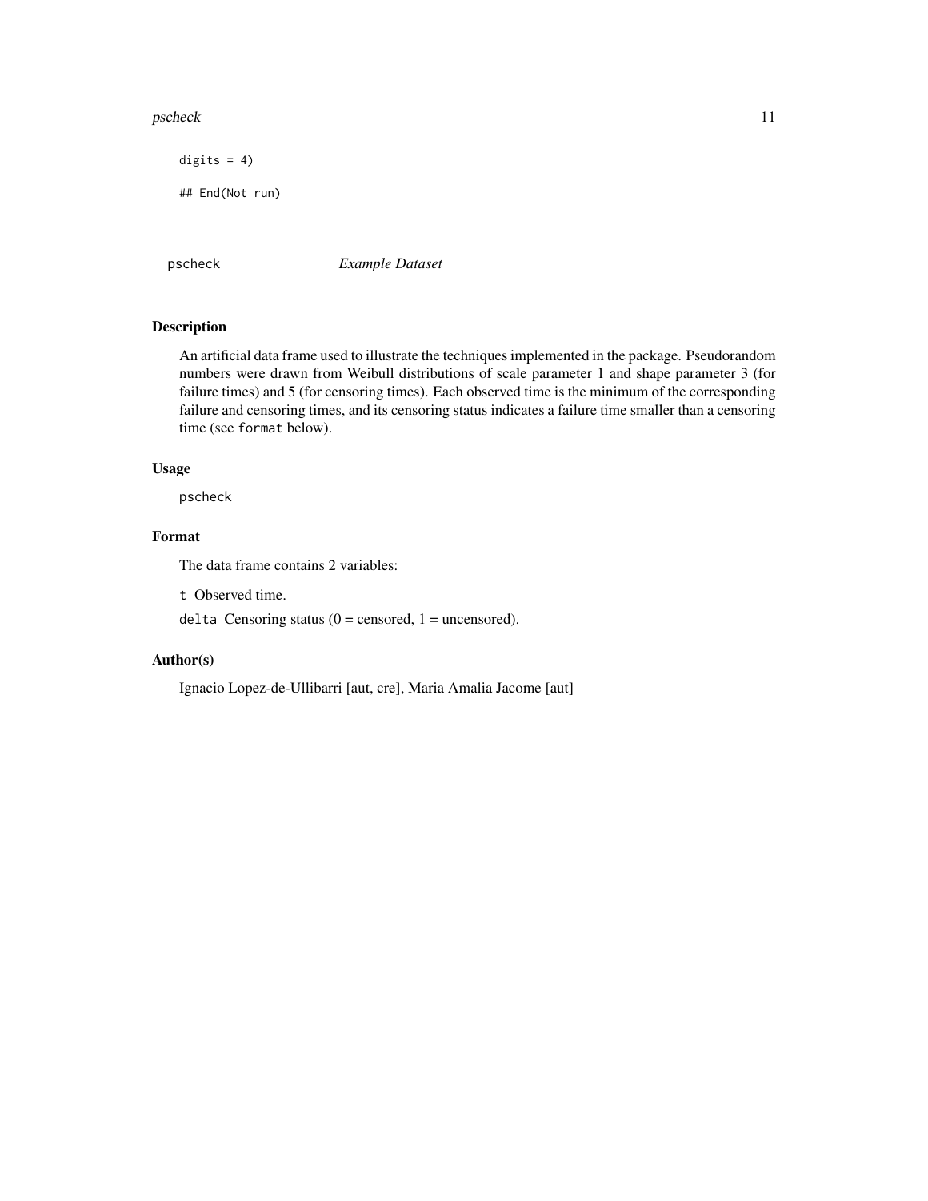```
digits = 4)

## End(Not run)
```

---

pscheck *Example Dataset*

---

### Description

An artificial data frame used to illustrate the techniques implemented in the package. Pseudorandom numbers were drawn from Weibull distributions of scale parameter 1 and shape parameter 3 (for failure times) and 5 (for censoring times). Each observed time is the minimum of the corresponding failure and censoring times, and its censoring status indicates a failure time smaller than a censoring time (see `format` below).

### Usage

```
pscheck
```

### Format

The data frame contains 2 variables:

`t` Observed time.

`delta` Censoring status (0 = censored, 1 = uncensored).

### Author(s)

Ignacio Lopez-de-Ullibarri [aut, cre], Maria Amalia Jacome [aut]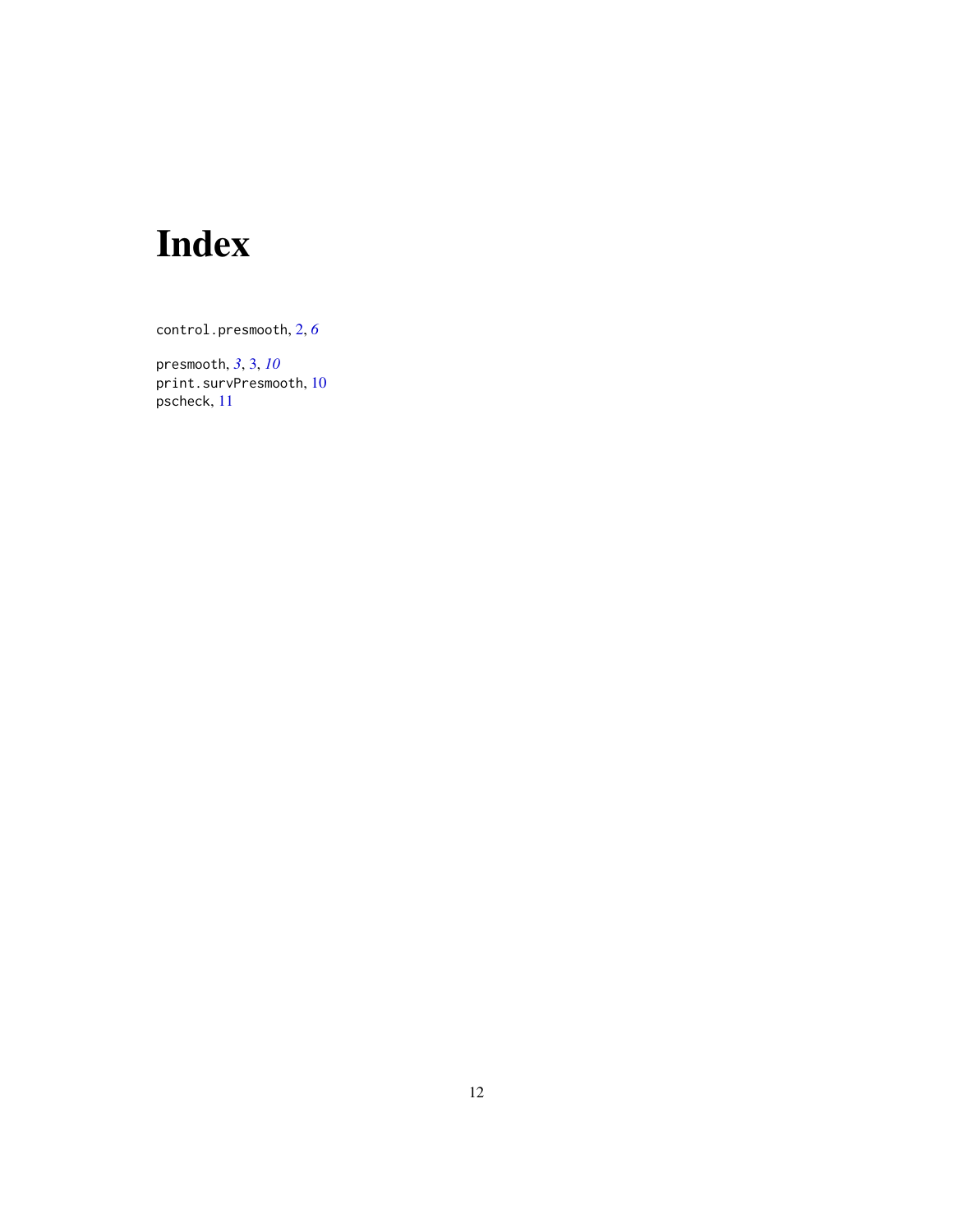# Index

control.presmooth, 2, *6*

presmooth, *3*, 3, *10*
print.survPresmooth, 10
pscheck, 11